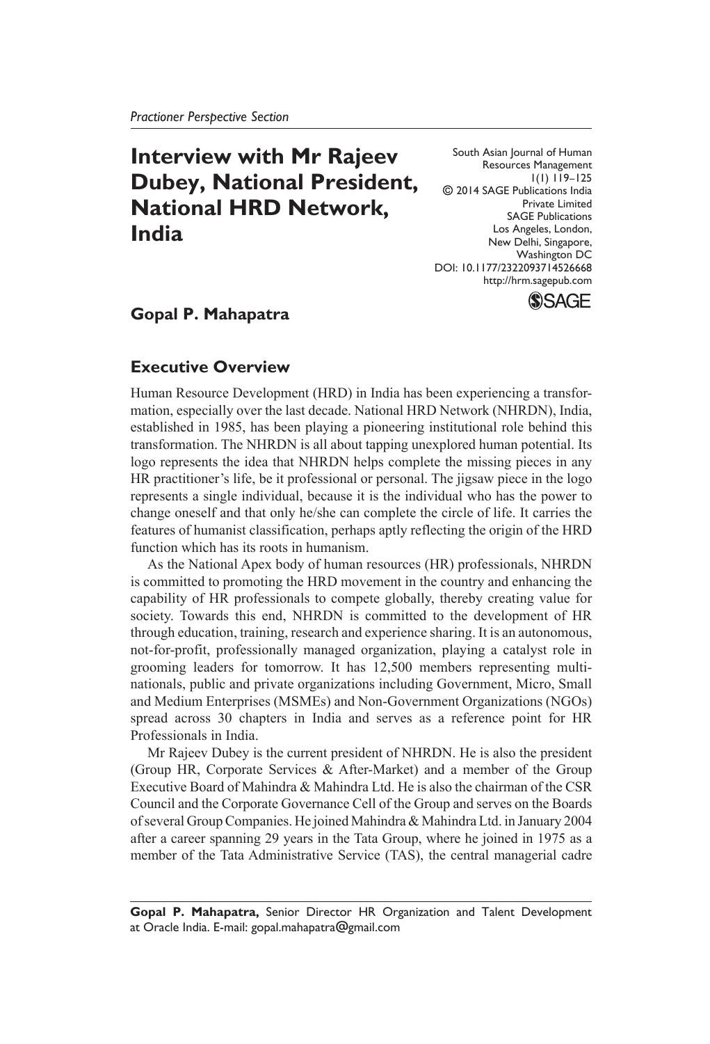*Practioner Perspective Section*

# Interview with Mr Rajeev Dubey, National President, National HRD Network, India

South Asian Journal of Human Resources Management
1(1) 119–125
© 2014 SAGE Publications India Private Limited
SAGE Publications
Los Angeles, London, New Delhi, Singapore, Washington DC
DOI: 10.1177/2322093714526668
http://hrm.sagepub.com

**Gopal P. Mahapatra**

## Executive Overview

Human Resource Development (HRD) in India has been experiencing a transformation, especially over the last decade. National HRD Network (NHRDN), India, established in 1985, has been playing a pioneering institutional role behind this transformation. The NHRDN is all about tapping unexplored human potential. Its logo represents the idea that NHRDN helps complete the missing pieces in any HR practitioner's life, be it professional or personal. The jigsaw piece in the logo represents a single individual, because it is the individual who has the power to change oneself and that only he/she can complete the circle of life. It carries the features of humanist classification, perhaps aptly reflecting the origin of the HRD function which has its roots in humanism.

As the National Apex body of human resources (HR) professionals, NHRDN is committed to promoting the HRD movement in the country and enhancing the capability of HR professionals to compete globally, thereby creating value for society. Towards this end, NHRDN is committed to the development of HR through education, training, research and experience sharing. It is an autonomous, not-for-profit, professionally managed organization, playing a catalyst role in grooming leaders for tomorrow. It has 12,500 members representing multinationals, public and private organizations including Government, Micro, Small and Medium Enterprises (MSMEs) and Non-Government Organizations (NGOs) spread across 30 chapters in India and serves as a reference point for HR Professionals in India.

Mr Rajeev Dubey is the current president of NHRDN. He is also the president (Group HR, Corporate Services & After-Market) and a member of the Group Executive Board of Mahindra & Mahindra Ltd. He is also the chairman of the CSR Council and the Corporate Governance Cell of the Group and serves on the Boards of several Group Companies. He joined Mahindra & Mahindra Ltd. in January 2004 after a career spanning 29 years in the Tata Group, where he joined in 1975 as a member of the Tata Administrative Service (TAS), the central managerial cadre

---

**Gopal P. Mahapatra,** Senior Director HR Organization and Talent Development at Oracle India. E-mail: gopal.mahapatra@gmail.com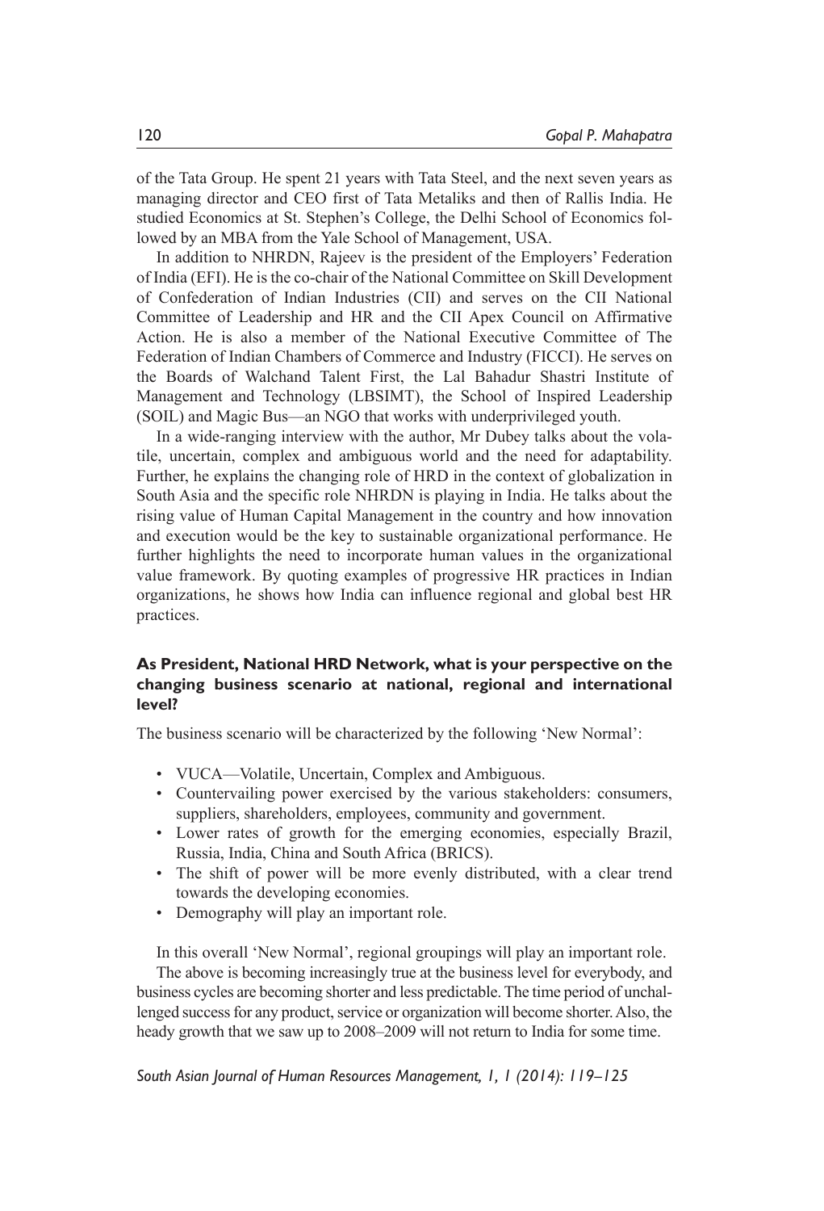of the Tata Group. He spent 21 years with Tata Steel, and the next seven years as managing director and CEO first of Tata Metaliks and then of Rallis India. He studied Economics at St. Stephen's College, the Delhi School of Economics followed by an MBA from the Yale School of Management, USA.

In addition to NHRDN, Rajeev is the president of the Employers' Federation of India (EFI). He is the co-chair of the National Committee on Skill Development of Confederation of Indian Industries (CII) and serves on the CII National Committee of Leadership and HR and the CII Apex Council on Affirmative Action. He is also a member of the National Executive Committee of The Federation of Indian Chambers of Commerce and Industry (FICCI). He serves on the Boards of Walchand Talent First, the Lal Bahadur Shastri Institute of Management and Technology (LBSIMT), the School of Inspired Leadership (SOIL) and Magic Bus—an NGO that works with underprivileged youth.

In a wide-ranging interview with the author, Mr Dubey talks about the volatile, uncertain, complex and ambiguous world and the need for adaptability. Further, he explains the changing role of HRD in the context of globalization in South Asia and the specific role NHRDN is playing in India. He talks about the rising value of Human Capital Management in the country and how innovation and execution would be the key to sustainable organizational performance. He further highlights the need to incorporate human values in the organizational value framework. By quoting examples of progressive HR practices in Indian organizations, he shows how India can influence regional and global best HR practices.

### As President, National HRD Network, what is your perspective on the changing business scenario at national, regional and international level?

The business scenario will be characterized by the following 'New Normal':

- VUCA—Volatile, Uncertain, Complex and Ambiguous.
- Countervailing power exercised by the various stakeholders: consumers, suppliers, shareholders, employees, community and government.
- Lower rates of growth for the emerging economies, especially Brazil, Russia, India, China and South Africa (BRICS).
- The shift of power will be more evenly distributed, with a clear trend towards the developing economies.
- Demography will play an important role.

In this overall 'New Normal', regional groupings will play an important role.

The above is becoming increasingly true at the business level for everybody, and business cycles are becoming shorter and less predictable. The time period of unchallenged success for any product, service or organization will become shorter. Also, the heady growth that we saw up to 2008–2009 will not return to India for some time.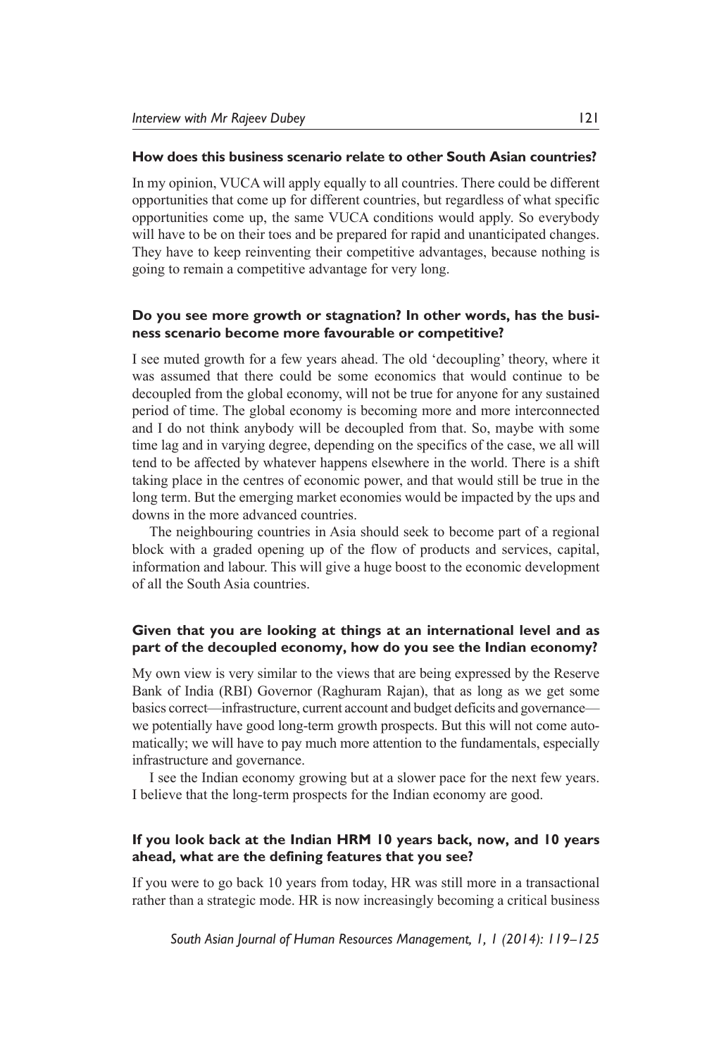**How does this business scenario relate to other South Asian countries?**

In my opinion, VUCA will apply equally to all countries. There could be different opportunities that come up for different countries, but regardless of what specific opportunities come up, the same VUCA conditions would apply. So everybody will have to be on their toes and be prepared for rapid and unanticipated changes. They have to keep reinventing their competitive advantages, because nothing is going to remain a competitive advantage for very long.

**Do you see more growth or stagnation? In other words, has the business scenario become more favourable or competitive?**

I see muted growth for a few years ahead. The old 'decoupling' theory, where it was assumed that there could be some economics that would continue to be decoupled from the global economy, will not be true for anyone for any sustained period of time. The global economy is becoming more and more interconnected and I do not think anybody will be decoupled from that. So, maybe with some time lag and in varying degree, depending on the specifics of the case, we all will tend to be affected by whatever happens elsewhere in the world. There is a shift taking place in the centres of economic power, and that would still be true in the long term. But the emerging market economies would be impacted by the ups and downs in the more advanced countries.

The neighbouring countries in Asia should seek to become part of a regional block with a graded opening up of the flow of products and services, capital, information and labour. This will give a huge boost to the economic development of all the South Asia countries.

**Given that you are looking at things at an international level and as part of the decoupled economy, how do you see the Indian economy?**

My own view is very similar to the views that are being expressed by the Reserve Bank of India (RBI) Governor (Raghuram Rajan), that as long as we get some basics correct—infrastructure, current account and budget deficits and governance—we potentially have good long-term growth prospects. But this will not come automatically; we will have to pay much more attention to the fundamentals, especially infrastructure and governance.

I see the Indian economy growing but at a slower pace for the next few years. I believe that the long-term prospects for the Indian economy are good.

**If you look back at the Indian HRM 10 years back, now, and 10 years ahead, what are the defining features that you see?**

If you were to go back 10 years from today, HR was still more in a transactional rather than a strategic mode. HR is now increasingly becoming a critical business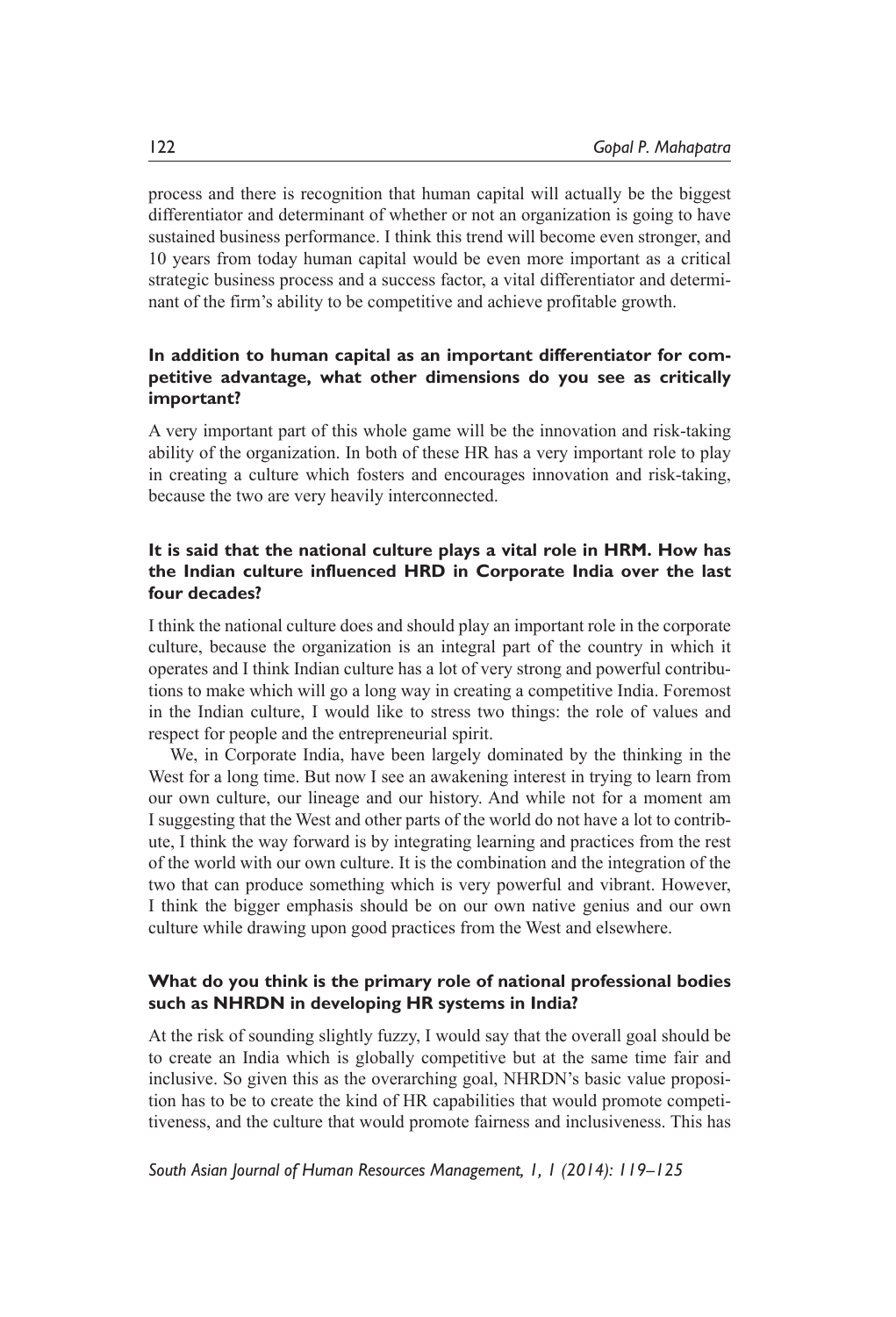process and there is recognition that human capital will actually be the biggest differentiator and determinant of whether or not an organization is going to have sustained business performance. I think this trend will become even stronger, and 10 years from today human capital would be even more important as a critical strategic business process and a success factor, a vital differentiator and determinant of the firm's ability to be competitive and achieve profitable growth.

**In addition to human capital as an important differentiator for competitive advantage, what other dimensions do you see as critically important?**

A very important part of this whole game will be the innovation and risk-taking ability of the organization. In both of these HR has a very important role to play in creating a culture which fosters and encourages innovation and risk-taking, because the two are very heavily interconnected.

**It is said that the national culture plays a vital role in HRM. How has the Indian culture influenced HRD in Corporate India over the last four decades?**

I think the national culture does and should play an important role in the corporate culture, because the organization is an integral part of the country in which it operates and I think Indian culture has a lot of very strong and powerful contributions to make which will go a long way in creating a competitive India. Foremost in the Indian culture, I would like to stress two things: the role of values and respect for people and the entrepreneurial spirit.

We, in Corporate India, have been largely dominated by the thinking in the West for a long time. But now I see an awakening interest in trying to learn from our own culture, our lineage and our history. And while not for a moment am I suggesting that the West and other parts of the world do not have a lot to contribute, I think the way forward is by integrating learning and practices from the rest of the world with our own culture. It is the combination and the integration of the two that can produce something which is very powerful and vibrant. However, I think the bigger emphasis should be on our own native genius and our own culture while drawing upon good practices from the West and elsewhere.

**What do you think is the primary role of national professional bodies such as NHRDN in developing HR systems in India?**

At the risk of sounding slightly fuzzy, I would say that the overall goal should be to create an India which is globally competitive but at the same time fair and inclusive. So given this as the overarching goal, NHRDN's basic value proposition has to be to create the kind of HR capabilities that would promote competitiveness, and the culture that would promote fairness and inclusiveness. This has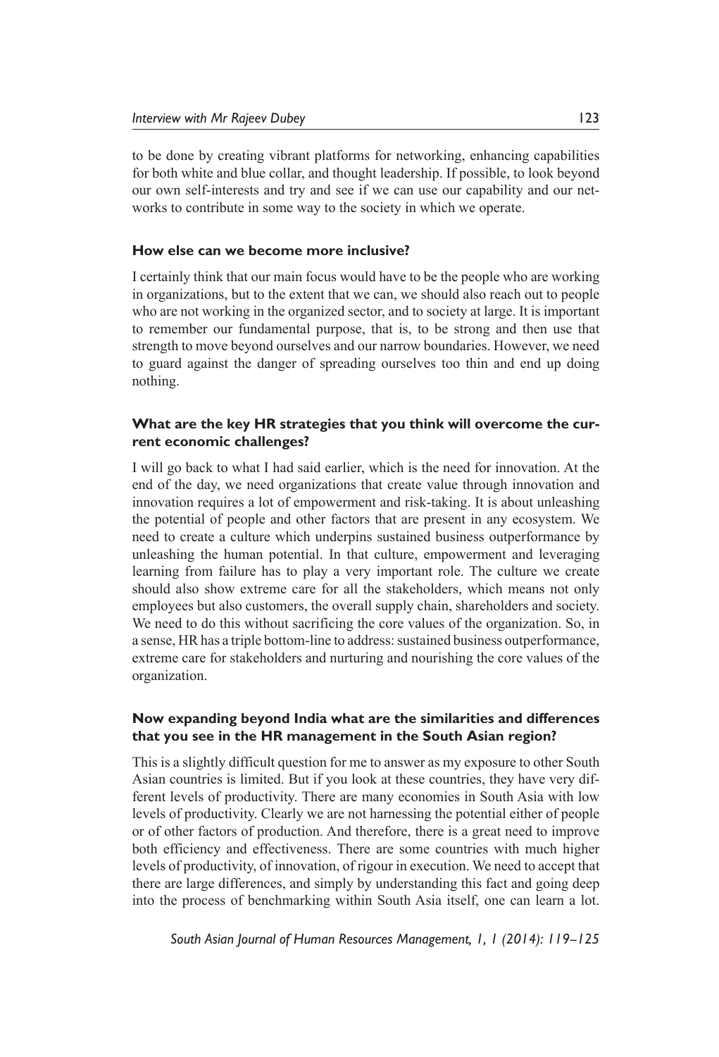to be done by creating vibrant platforms for networking, enhancing capabilities for both white and blue collar, and thought leadership. If possible, to look beyond our own self-interests and try and see if we can use our capability and our networks to contribute in some way to the society in which we operate.

**How else can we become more inclusive?**

I certainly think that our main focus would have to be the people who are working in organizations, but to the extent that we can, we should also reach out to people who are not working in the organized sector, and to society at large. It is important to remember our fundamental purpose, that is, to be strong and then use that strength to move beyond ourselves and our narrow boundaries. However, we need to guard against the danger of spreading ourselves too thin and end up doing nothing.

**What are the key HR strategies that you think will overcome the current economic challenges?**

I will go back to what I had said earlier, which is the need for innovation. At the end of the day, we need organizations that create value through innovation and innovation requires a lot of empowerment and risk-taking. It is about unleashing the potential of people and other factors that are present in any ecosystem. We need to create a culture which underpins sustained business outperformance by unleashing the human potential. In that culture, empowerment and leveraging learning from failure has to play a very important role. The culture we create should also show extreme care for all the stakeholders, which means not only employees but also customers, the overall supply chain, shareholders and society. We need to do this without sacrificing the core values of the organization. So, in a sense, HR has a triple bottom-line to address: sustained business outperformance, extreme care for stakeholders and nurturing and nourishing the core values of the organization.

**Now expanding beyond India what are the similarities and differences that you see in the HR management in the South Asian region?**

This is a slightly difficult question for me to answer as my exposure to other South Asian countries is limited. But if you look at these countries, they have very different levels of productivity. There are many economies in South Asia with low levels of productivity. Clearly we are not harnessing the potential either of people or of other factors of production. And therefore, there is a great need to improve both efficiency and effectiveness. There are some countries with much higher levels of productivity, of innovation, of rigour in execution. We need to accept that there are large differences, and simply by understanding this fact and going deep into the process of benchmarking within South Asia itself, one can learn a lot.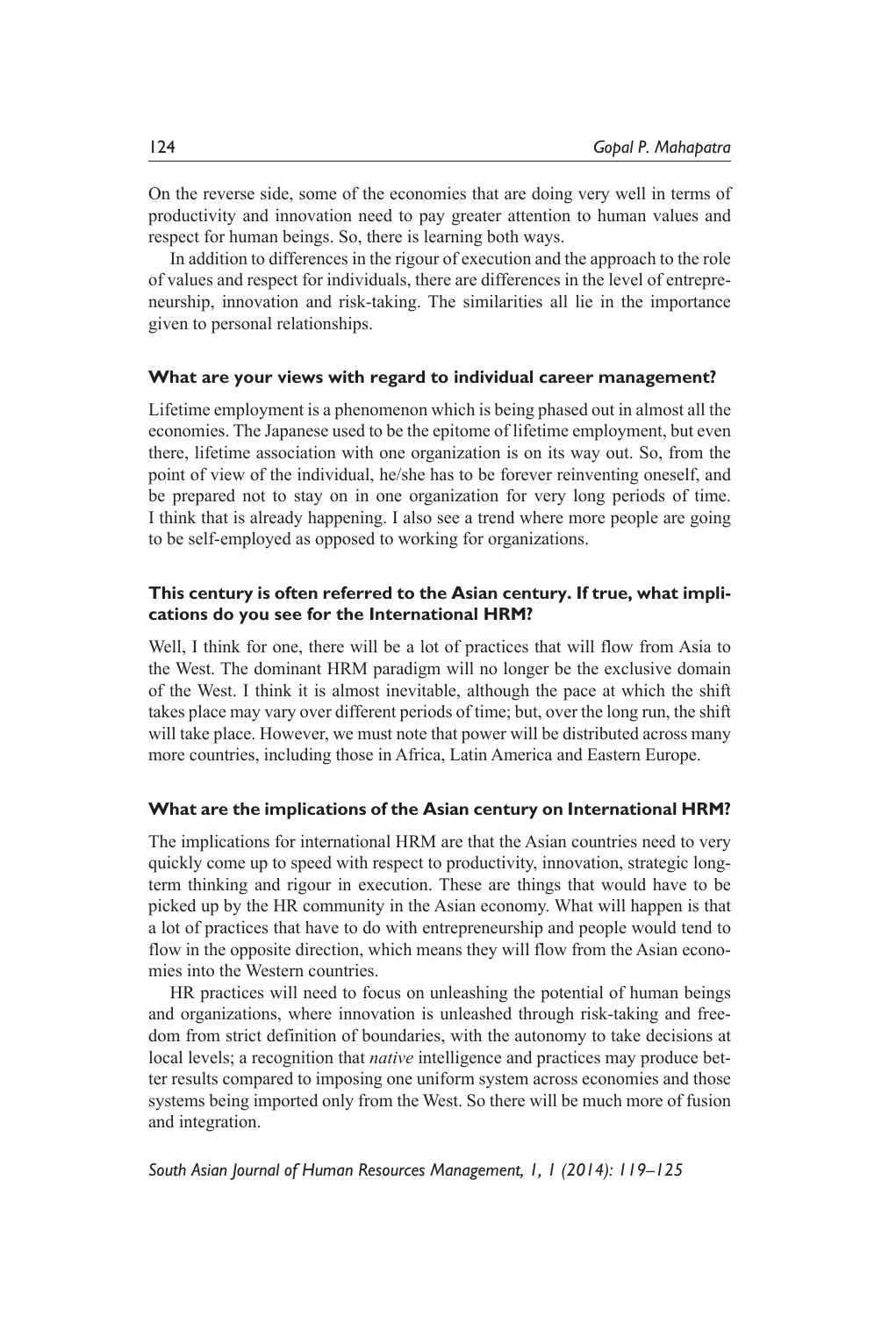On the reverse side, some of the economies that are doing very well in terms of productivity and innovation need to pay greater attention to human values and respect for human beings. So, there is learning both ways.

In addition to differences in the rigour of execution and the approach to the role of values and respect for individuals, there are differences in the level of entrepreneurship, innovation and risk-taking. The similarities all lie in the importance given to personal relationships.

**What are your views with regard to individual career management?**

Lifetime employment is a phenomenon which is being phased out in almost all the economies. The Japanese used to be the epitome of lifetime employment, but even there, lifetime association with one organization is on its way out. So, from the point of view of the individual, he/she has to be forever reinventing oneself, and be prepared not to stay on in one organization for very long periods of time. I think that is already happening. I also see a trend where more people are going to be self-employed as opposed to working for organizations.

**This century is often referred to the Asian century. If true, what implications do you see for the International HRM?**

Well, I think for one, there will be a lot of practices that will flow from Asia to the West. The dominant HRM paradigm will no longer be the exclusive domain of the West. I think it is almost inevitable, although the pace at which the shift takes place may vary over different periods of time; but, over the long run, the shift will take place. However, we must note that power will be distributed across many more countries, including those in Africa, Latin America and Eastern Europe.

**What are the implications of the Asian century on International HRM?**

The implications for international HRM are that the Asian countries need to very quickly come up to speed with respect to productivity, innovation, strategic long-term thinking and rigour in execution. These are things that would have to be picked up by the HR community in the Asian economy. What will happen is that a lot of practices that have to do with entrepreneurship and people would tend to flow in the opposite direction, which means they will flow from the Asian economies into the Western countries.

HR practices will need to focus on unleashing the potential of human beings and organizations, where innovation is unleashed through risk-taking and freedom from strict definition of boundaries, with the autonomy to take decisions at local levels; a recognition that *native* intelligence and practices may produce better results compared to imposing one uniform system across economies and those systems being imported only from the West. So there will be much more of fusion and integration.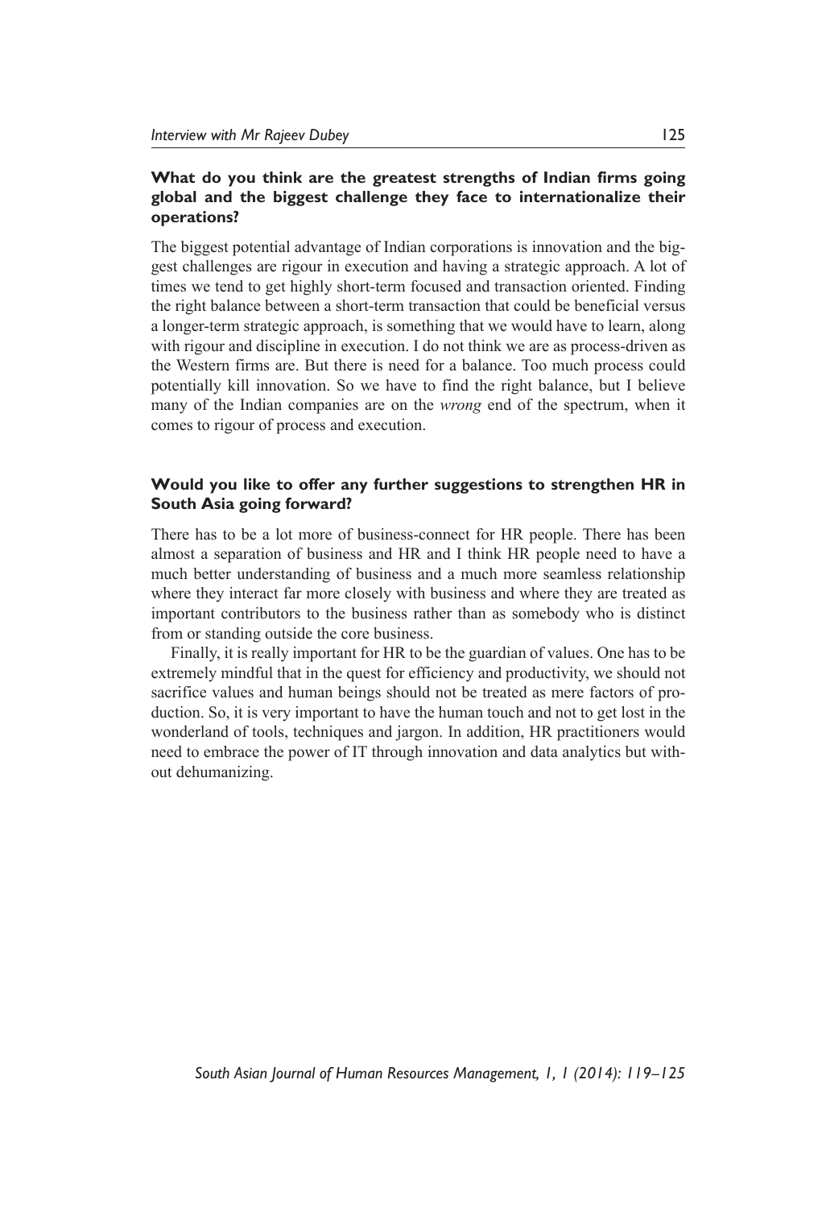**What do you think are the greatest strengths of Indian firms going global and the biggest challenge they face to internationalize their operations?**

The biggest potential advantage of Indian corporations is innovation and the biggest challenges are rigour in execution and having a strategic approach. A lot of times we tend to get highly short-term focused and transaction oriented. Finding the right balance between a short-term transaction that could be beneficial versus a longer-term strategic approach, is something that we would have to learn, along with rigour and discipline in execution. I do not think we are as process-driven as the Western firms are. But there is need for a balance. Too much process could potentially kill innovation. So we have to find the right balance, but I believe many of the Indian companies are on the *wrong* end of the spectrum, when it comes to rigour of process and execution.

**Would you like to offer any further suggestions to strengthen HR in South Asia going forward?**

There has to be a lot more of business-connect for HR people. There has been almost a separation of business and HR and I think HR people need to have a much better understanding of business and a much more seamless relationship where they interact far more closely with business and where they are treated as important contributors to the business rather than as somebody who is distinct from or standing outside the core business.

Finally, it is really important for HR to be the guardian of values. One has to be extremely mindful that in the quest for efficiency and productivity, we should not sacrifice values and human beings should not be treated as mere factors of production. So, it is very important to have the human touch and not to get lost in the wonderland of tools, techniques and jargon. In addition, HR practitioners would need to embrace the power of IT through innovation and data analytics but without dehumanizing.